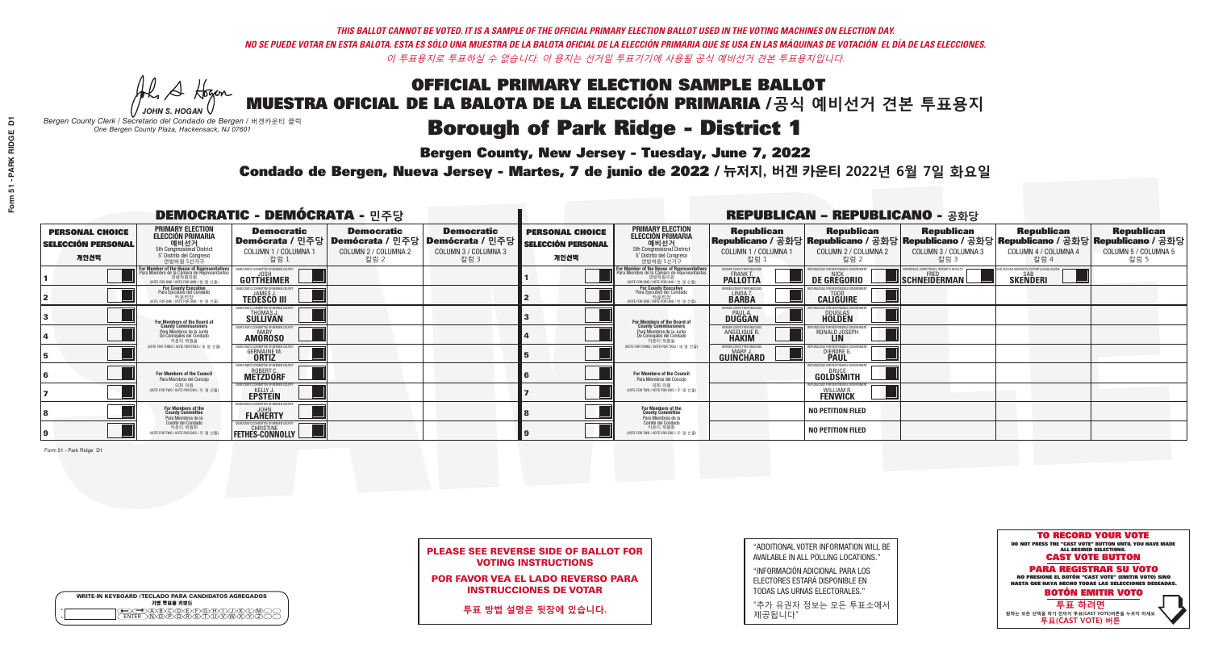*THIS BALLOT CANNOT BE VOTED. IT IS A SAMPLE OF THE OFFICIAL PRIMARY ELECTION BALLOT USED IN THE VOTING MACHINES ON ELECTION DAY.*
*NO SE PUEDE VOTAR EN ESTA BALOTA. ESTA ES SÓLO UNA MUESTRA DE LA BALOTA OFICIAL DE LA ELECCIÓN PRIMARIA QUE SE USA EN LAS MÁQUINAS DE VOTACIÓN EL DÍA DE LAS ELECCIONES.*
*이 투표용지로 투표하실 수 없습니다. 이 용지는 선거일 투표기기에 사용될 공식 예비선거 견본 투표용지입니다.*

JOHN S. HOGAN
*Bergen County Clerk / Secretario del Condado de Bergen / 버겐카운티 클럭*
*One Bergen County Plaza, Hackensack, NJ 07601*

# OFFICIAL PRIMARY ELECTION SAMPLE BALLOT
# MUESTRA OFICIAL DE LA BALOTA DE LA ELECCIÓN PRIMARIA / 공식 예비선거 견본 투표용지
# Borough of Park Ridge - District 1

**Bergen County, New Jersey - Tuesday, June 7, 2022**
**Condado de Bergen, Nueva Jersey - Martes, 7 de junio de 2022 / 뉴저지, 버겐 카운티 2022년 6월 7일 화요일**

## DEMOCRATIC - DEMÓCRATA - 민주당

| PERSONAL CHOICE / SELECCIÓN PERSONAL / 개인선택 | PRIMARY ELECTION / ELECCIÓN PRIMARIA / 예비선거 5th Congressional District / 5° Distrito del Congreso / 연방하원 5선거구 | Democratic / Demócrata / 민주당 COLUMN 1 / COLUMNA 1 / 칼럼 1 | Democratic / Demócrata / 민주당 COLUMN 2 / COLUMNA 2 / 칼럼 2 | Democratic / Demócrata / 민주당 COLUMN 3 / COLUMNA 3 / 칼럼 3 |
|---|---|---|---|---|
| 1 | For Member of the House of Representatives / Para Miembro de la Cámara de Representantes / 연방하원의원 (VOTE FOR ONE / VOTE POR UNO / 한 명 선출) | JOSH GOTTHEIMER | | |
| 2 | For County Executive / Para Ejecutivo del Condado / 카운티장 (VOTE FOR ONE / VOTE POR UNO / 한 명 선출) | JAMES J. TEDESCO III | | |
| 3 | For Members of the Board of County Commissioners / Para Miembros de la Junta De Concejales del Condado / 카운티 위원들 (VOTE FOR THREE / VOTE POR TRES / 세 명 선출) | THOMAS J. SULLIVAN | | |
| 4 | | MARY AMOROSO | | |
| 5 | | GERMAINE M. ORTIZ | | |
| 6 | For Members of the Council / Para Miembros del Concejo / 의회 의원 (VOTE FOR TWO / VOTE POR DOS / 두 명 선출) | ROBERT C. METZDORF | | |
| 7 | | KELLY J. EPSTEIN | | |
| 8 | For Members of the County Committee / Para Miembros de la Comité del Condado / 카운티 위원회 (VOTE FOR TWO / VOTE POR DOS / 두 명 선출) | JOHN FLAHERTY | | |
| 9 | | CHRISTINE FETHES-CONNOLLY | | |

## REPUBLICAN - REPUBLICANO - 공화당

| PERSONAL CHOICE / SELECCIÓN PERSONAL / 개인선택 | PRIMARY ELECTION / ELECCIÓN PRIMARIA / 예비선거 5th Congressional District / 5° Distrito del Congreso / 연방하원 5선거구 | Republican / Republicano / 공화당 COLUMN 1 / COLUMNA 1 / 칼럼 1 | Republican / Republicano / 공화당 COLUMN 2 / COLUMNA 2 / 칼럼 2 | Republican / Republicano / 공화당 COLUMN 3 / COLUMNA 3 / 칼럼 3 | Republican / Republicano / 공화당 COLUMN 4 / COLUMNA 4 / 칼럼 4 | Republican / Republicano / 공화당 COLUMN 5 / COLUMNA 5 / 칼럼 5 |
|---|---|---|---|---|---|---|
| 1 | For Member of the House of Representatives / Para Miembro de la Cámara de Representantes / 연방하원의원 (VOTE FOR ONE / VOTE POR UNO / 한 명 선출) | FRANK T. PALLOTTA | NICK DE GREGORIO | FRED SCHNEIDERMAN | SAB SKENDERI | |
| 2 | For County Executive / Para Ejecutivo del Condado / 카운티장 (VOTE FOR ONE / VOTE POR UNO / 한 명 선출) | LINDA T. BARBA | TODD CALIGUIRE | | | |
| 3 | For Members of the Board of County Commissioners / Para Miembros de la Junta De Concejales del Condado / 카운티 위원들 (VOTE FOR THREE / VOTE POR TRES / 세 명 선출) | PAUL A. DUGGAN | DOUGLAS HOLDEN | | | |
| 4 | | ANGELIQUE R. HAKIM | RONALD JOSEPH LIN | | | |
| 5 | | MARY J. GUINCHARD | DIERDRE G. PAUL | | | |
| 6 | For Members of the Council / Para Miembros del Concejo / 의회 의원 (VOTE FOR TWO / VOTE POR DOS / 두 명 선출) | | BRUCE GOLDSMITH | | | |
| 7 | | | WILLIAM R. FENWICK | | | |
| 8 | For Members of the County Committee / Para Miembros de la Comité del Condado / 카운티 위원회 (VOTE FOR TWO / VOTE POR DOS / 두 명 선출) | | NO PETITION FILED | | | |
| 9 | | | NO PETITION FILED | | | |

Form 51 - Park Ridge D1

**PLEASE SEE REVERSE SIDE OF BALLOT FOR VOTING INSTRUCTIONS**

**POR FAVOR VEA EL LADO REVERSO PARA INSTRUCCIONES DE VOTAR**

**투표 방법 설명은 뒷장에 있습니다.**

"ADDITIONAL VOTER INFORMATION WILL BE AVAILABLE IN ALL POLLING LOCATIONS."

"INFORMACIÓN ADICIONAL PARA LOS ELECTORES ESTARÁ DISPONIBLE EN TODAS LAS URNAS ELECTORALES."

"추가 유권자 정보는 모든 투표소에서 제공됩니다"

WRITE-IN KEYBOARD / TECLADO PARA CANDIDATOS AGREGADOS / 기명 투표용 키보드

**TO RECORD YOUR VOTE**
DO NOT PRESS THE "CAST VOTE" BUTTON UNTIL YOU HAVE MADE ALL DESIRED SELECTIONS.
**CAST VOTE BUTTON**

**PARA REGISTRAR SU VOTO**
NO PRESIONE EL BOTÓN "CAST VOTE" (EMITIR VOTO) SINO HASTA QUE HAYA HECHO TODAS LAS SELECCIONES DESEADAS.
**BOTÓN EMITIR VOTO**

**투표 하려면**
원하는 모든 선택을 하기 전까지 투표(CAST VOTE) 버튼을 누르지 마세요.
**투표(CAST VOTE) 버튼**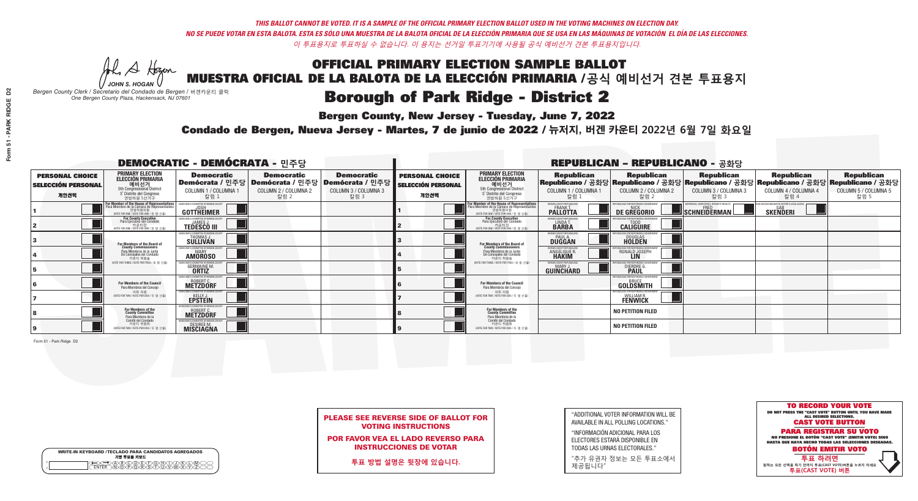*THIS BALLOT CANNOT BE VOTED. IT IS A SAMPLE OF THE OFFICIAL PRIMARY ELECTION BALLOT USED IN THE VOTING MACHINES ON ELECTION DAY.*
*NO SE PUEDE VOTAR EN ESTA BALOTA. ESTA ES SÓLO UNA MUESTRA DE LA BALOTA OFICIAL DE LA ELECCIÓN PRIMARIA QUE SE USA EN LAS MÁQUINAS DE VOTACIÓN EL DÍA DE LAS ELECCIONES.*
*이 투표용지로 투표하실 수 없습니다. 이 용지는 선거일 투표기기에 사용될 공식 예비선거 견본 투표용지입니다.*

JOHN S. HOGAN
*Bergen County Clerk / Secretario del Condado de Bergen / 버겐카운티 클럭*
*One Bergen County Plaza, Hackensack, NJ 07601*

# OFFICIAL PRIMARY ELECTION SAMPLE BALLOT
# MUESTRA OFICIAL DE LA BALOTA DE LA ELECCIÓN PRIMARIA /공식 예비선거 견본 투표용지
# Borough of Park Ridge - District 2

**Bergen County, New Jersey - Tuesday, June 7, 2022**

**Condado de Bergen, Nueva Jersey - Martes, 7 de junio de 2022 / 뉴저지, 버겐 카운티 2022년 6월 7일 화요일**

## DEMOCRATIC - DEMÓCRATA - 민주당

| PERSONAL CHOICE / SELECCIÓN PERSONAL / 개인선택 | PRIMARY ELECTION / ELECCIÓN PRIMARIA / 예비선거 (5th Congressional District / 5° Distrito del Congreso / 연방하원 5선거구) | Democratic / Demócrata / 민주당 COLUMN 1 / COLUMNA 1 / 칼럼 1 | Democratic / Demócrata / 민주당 COLUMN 2 / COLUMNA 2 / 칼럼 2 | Democratic / Demócrata / 민주당 COLUMN 3 / COLUMNA 3 / 칼럼 3 |
|---|---|---|---|---|
| 1 | For Member of the House of Representatives / Para Miembro de la Cámara de Representantes / 연방하원의원 (VOTE FOR ONE / VOTE POR UNO / 한 명 선출) | JOSH GOTTHEIMER | | |
| 2 | For County Executive / Para Ejecutivo del Condado / 카운티장 (VOTE FOR ONE / VOTE POR UNO / 한 명 선출) | JAMES J. TEDESCO III | | |
| 3 | For Members of the Board of County Commissioners / Para Miembros de la Junta De Concejales del Condado / 카운티 위원들 (VOTE FOR THREE / VOTE POR TRES / 세 명 선출) | THOMAS J. SULLIVAN | | |
| 4 | | MARY AMOROSO | | |
| 5 | | GERMAINE M. ORTIZ | | |
| 6 | For Members of the Council / Para Miembros del Concejo / 의회 의원 (VOTE FOR TWO / VOTE POR DOS / 두 명 선출) | ROBERT C. METZDORF | | |
| 7 | | KELLY J. EPSTEIN | | |
| 8 | For Members of the County Committee / Para Miembros de la Comité del Condado / 카운티 위원회 (VOTE FOR TWO / VOTE POR DOS / 두 명 선출) | ROBERT C. METZDORF | | |
| 9 | | DESIREE M. MISCIAGNA | | |

## REPUBLICAN - REPUBLICANO - 공화당

| PERSONAL CHOICE / SELECCIÓN PERSONAL / 개인선택 | PRIMARY ELECTION / ELECCIÓN PRIMARIA / 예비선거 (5th Congressional District / 5° Distrito del Congreso / 연방하원 5선거구) | Republican / Republicano / 공화당 COLUMN 1 / COLUMNA 1 / 칼럼 1 | Republican / Republicano / 공화당 COLUMN 2 / COLUMNA 2 / 칼럼 2 | Republican / Republicano / 공화당 COLUMN 3 / COLUMNA 3 / 칼럼 3 | Republican / Republicano / 공화당 COLUMN 4 / COLUMNA 4 / 칼럼 4 | Republican / Republicano / 공화당 COLUMN 5 / COLUMNA 5 / 칼럼 5 |
|---|---|---|---|---|---|---|
| 1 | For Member of the House of Representatives / Para Miembro de la Cámara de Representantes / 연방하원의원 (VOTE FOR ONE / VOTE POR UNO / 한 명 선출) | FRANK T. PALLOTTA | NICK DE GREGORIO | FRED SCHNEIDERMAN | SAB SKENDERI | |
| 2 | For County Executive / Para Ejecutivo del Condado / 카운티장 (VOTE FOR ONE / VOTE POR UNO / 한 명 선출) | LINDA T. BARBA | TODD CALIGUIRE | | | |
| 3 | For Members of the Board of County Commissioners / Para Miembros de la Junta De Concejales del Condado / 카운티 위원들 (VOTE FOR THREE / VOTE POR TRES / 세 명 선출) | PAUL A. DUGGAN | DOUGLAS HOLDEN | | | |
| 4 | | ANGELIQUE R. HAKIM | RONALD JOSEPH LIN | | | |
| 5 | | MARY J. GUINCHARD | DIERDRE G. PAUL | | | |
| 6 | For Members of the Council / Para Miembros del Concejo / 의회 의원 (VOTE FOR TWO / VOTE POR DOS / 두 명 선출) | | BRUCE GOLDSMITH | | | |
| 7 | | | WILLIAM R. FENWICK | | | |
| 8 | For Members of the County Committee / Para Miembros de la Comité del Condado / 카운티 위원회 (VOTE FOR TWO / VOTE POR DOS / 두 명 선출) | | NO PETITION FILED | | | |
| 9 | | | NO PETITION FILED | | | |

Form 51 - Park Ridge D2

**PLEASE SEE REVERSE SIDE OF BALLOT FOR VOTING INSTRUCTIONS**

**POR FAVOR VEA EL LADO REVERSO PARA INSTRUCCIONES DE VOTAR**

**투표 방법 설명은 뒷장에 있습니다.**

"ADDITIONAL VOTER INFORMATION WILL BE AVAILABLE IN ALL POLLING LOCATIONS."

"INFORMACIÓN ADICIONAL PARA LOS ELECTORES ESTARÁ DISPONIBLE EN TODAS LAS URNAS ELECTORALES."

"추가 유권자 정보는 모든 투표소에서 제공됩니다"

**TO RECORD YOUR VOTE**
DO NOT PRESS THE "CAST VOTE" BUTTON UNTIL YOU HAVE MADE ALL DESIRED SELECTIONS.
**CAST VOTE BUTTON**

**PARA REGISTRAR SU VOTO**
NO PRESIONE EL BOTÓN "CAST VOTE" (EMITIR VOTO) SINO HASTA QUE HAYA HECHO TODAS LAS SELECCIONES DESEADAS.
**BOTÓN EMITIR VOTO**

**투표 하려면**
원하는 모든 선택을 하기 전까지 투표(CAST VOTE)버튼을 누르지 마세요
**투표(CAST VOTE) 버튼**

WRITE-IN KEYBOARD /TECLADO PARA CANDIDATOS AGREGADOS
기명 투표용 키보드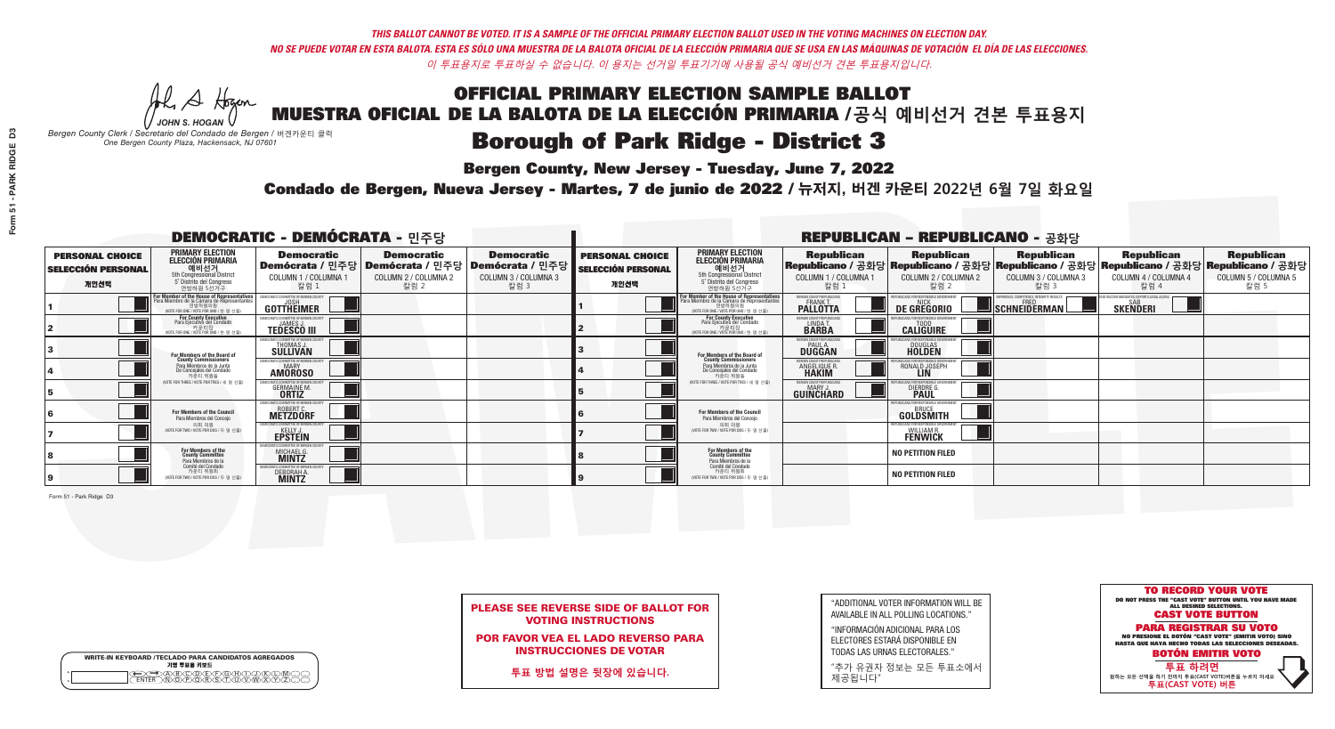*THIS BALLOT CANNOT BE VOTED. IT IS A SAMPLE OF THE OFFICIAL PRIMARY ELECTION BALLOT USED IN THE VOTING MACHINES ON ELECTION DAY.*
*NO SE PUEDE VOTAR EN ESTA BALOTA. ESTA ES SÓLO UNA MUESTRA DE LA BALOTA OFICIAL DE LA ELECCIÓN PRIMARIA QUE SE USA EN LAS MÁQUINAS DE VOTACIÓN EL DÍA DE LAS ELECCIONES.*
*이 투표용지로 투표하실 수 없습니다. 이 용지는 선거일 투표기기에 사용될 공식 예비선거 견본 투표용지입니다.*

JOHN S. HOGAN
Bergen County Clerk / Secretario del Condado de Bergen / 버겐카운티 클럭
One Bergen County Plaza, Hackensack, NJ 07601

# OFFICIAL PRIMARY ELECTION SAMPLE BALLOT
# MUESTRA OFICIAL DE LA BALOTA DE LA ELECCIÓN PRIMARIA /공식 예비선거 견본 투표용지

## Borough of Park Ridge - District 3

**Bergen County, New Jersey - Tuesday, June 7, 2022**

**Condado de Bergen, Nueva Jersey - Martes, 7 de junio de 2022 / 뉴저지, 버겐 카운티 2022년 6월 7일 화요일**

### DEMOCRATIC - DEMÓCRATA - 민주당

| PERSONAL CHOICE / SELECCIÓN PERSONAL / 개인선택 | PRIMARY ELECTION / ELECCIÓN PRIMARIA / 예비선거 / 5th Congressional District / 5° Distrito del Congreso / 연방하원 5선거구 | Democratic / Demócrata / 민주당 COLUMN 1 / COLUMNA 1 / 칼럼 1 | Democratic / Demócrata / 민주당 COLUMN 2 / COLUMNA 2 / 칼럼 2 | Democratic / Demócrata / 민주당 COLUMN 3 / COLUMNA 3 / 칼럼 3 |
|---|---|---|---|---|
| 1 | For Member of the House of Representatives / Para Miembro de la Cámara de Representantes / 연방하원의원 (VOTE FOR ONE / VOTE POR UNO / 한 명 선출) | JOSH GOTTHEIMER | | |
| 2 | For County Executive / Para Ejecutivo del Condado / 카운티장 (VOTE FOR ONE / VOTE POR UNO / 한 명 선출) | JAMES J. TEDESCO III | | |
| 3 | For Members of the Board of County Commissioners / Para Miembros de la Junta De Concejales del Condado / 카운티 위원들 (VOTE FOR THREE / VOTE POR TRES / 세 명 선출) | THOMAS J. SULLIVAN | | |
| 4 | | MARY AMOROSO | | |
| 5 | | GERMAINE M. ORTIZ | | |
| 6 | For Members of the Council / Para Miembros del Concejo / 의회 의원 (VOTE FOR TWO / VOTE POR DOS / 두 명 선출) | ROBERT C. METZDORF | | |
| 7 | | KELLY J. EPSTEIN | | |
| 8 | For Members of the County Committee / Para Miembros de la Comité del Condado / 카운티 위원회 (VOTE FOR TWO / VOTE POR DOS / 두 명 선출) | MICHAEL G. MINTZ | | |
| 9 | | DEBORAH A. MINTZ | | |

### REPUBLICAN - REPUBLICANO - 공화당

| PERSONAL CHOICE / SELECCIÓN PERSONAL / 개인선택 | PRIMARY ELECTION / ELECCIÓN PRIMARIA / 예비선거 / 5th Congressional District / 5° Distrito del Congreso / 연방하원 5선거구 | Republican / Republicano / 공화당 COLUMN 1 / COLUMNA 1 / 칼럼 1 | Republican / Republicano / 공화당 COLUMN 2 / COLUMNA 2 / 칼럼 2 | Republican / Republicano / 공화당 COLUMN 3 / COLUMNA 3 / 칼럼 3 | Republican / Republicano / 공화당 COLUMN 4 / COLUMNA 4 / 칼럼 4 | Republican / Republicano / 공화당 COLUMN 5 / COLUMNA 5 / 칼럼 5 |
|---|---|---|---|---|---|---|
| 1 | For Member of the House of Representatives / Para Miembro de la Cámara de Representantes / 연방하원의원 (VOTE FOR ONE / VOTE POR UNO / 한 명 선출) | FRANK T. PALLOTTA | NICK DE GREGORIO | FRED SCHNEIDERMAN | SAB SKENDERI | |
| 2 | For County Executive / Para Ejecutivo del Condado / 카운티장 (VOTE FOR ONE / VOTE POR UNO / 한 명 선출) | LINDA T. BARBA | TODD CALIGUIRE | | | |
| 3 | For Members of the Board of County Commissioners / Para Miembros de la Junta De Concejales del Condado / 카운티 위원들 (VOTE FOR THREE / VOTE POR TRES / 세 명 선출) | PAUL A. DUGGAN | DOUGLAS HOLDEN | | | |
| 4 | | ANGELIQUE R. HAKIM | RONALD JOSEPH LIN | | | |
| 5 | | MARY J. GUINCHARD | DIERDRE G. PAUL | | | |
| 6 | For Members of the Council / Para Miembros del Concejo / 의회 의원 (VOTE FOR TWO / VOTE POR DOS / 두 명 선출) | | BRUCE GOLDSMITH | | | |
| 7 | | | WILLIAM R. FENWICK | | | |
| 8 | For Members of the County Committee / Para Miembros de la Comité del Condado / 카운티 위원회 (VOTE FOR TWO / VOTE POR DOS / 두 명 선출) | | NO PETITION FILED | | | |
| 9 | | | NO PETITION FILED | | | |

Form 51 - Park Ridge D3

**PLEASE SEE REVERSE SIDE OF BALLOT FOR VOTING INSTRUCTIONS**

**POR FAVOR VEA EL LADO REVERSO PARA INSTRUCCIONES DE VOTAR**

**투표 방법 설명은 뒷장에 있습니다.**

"ADDITIONAL VOTER INFORMATION WILL BE AVAILABLE IN ALL POLLING LOCATIONS."

"INFORMACIÓN ADICIONAL PARA LOS ELECTORES ESTARÁ DISPONIBLE EN TODAS LAS URNAS ELECTORALES."

"추가 유권자 정보는 모든 투표소에서 제공됩니다"

WRITE-IN KEYBOARD /TECLADO PARA CANDIDATOS AGREGADOS
기명 투표용 키보드

**TO RECORD YOUR VOTE**
DO NOT PRESS THE "CAST VOTE" BUTTON UNTIL YOU HAVE MADE ALL DESIRED SELECTIONS.
**CAST VOTE BUTTON**

**PARA REGISTRAR SU VOTO**
NO PRESIONE EL BOTÓN "CAST VOTE" (EMITIR VOTO) SINO HASTA QUE HAYA HECHO TODAS LAS SELECCIONES DESEADAS.
**BOTÓN EMITIR VOTO**

**투표 하려면**
원하는 모든 선택을 하기 전까지 투표(CAST VOTE)버튼을 누르지 마세요.
**투표(CAST VOTE) 버튼**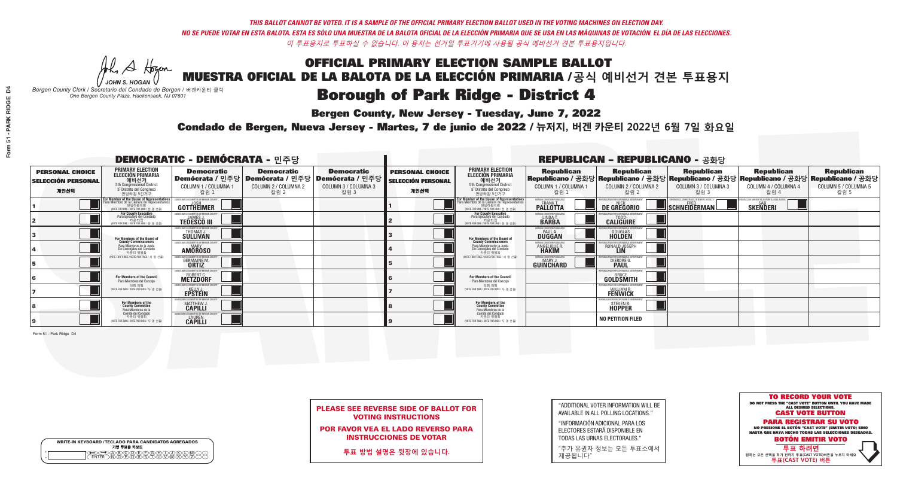THIS BALLOT CANNOT BE VOTED. IT IS A SAMPLE OF THE OFFICIAL PRIMARY ELECTION BALLOT USED IN THE VOTING MACHINES ON ELECTION DAY.
NO SE PUEDE VOTAR EN ESTA BALOTA. ESTA ES SÓLO UNA MUESTRA DE LA BALOTA OFICIAL DE LA ELECCIÓN PRIMARIA QUE SE USA EN LAS MÁQUINAS DE VOTACIÓN EL DÍA DE LAS ELECCIONES.
이 투표용지로 투표하실 수 없습니다. 이 용지는 선거일 투표기기에 사용될 공식 예비선거 견본 투표용지입니다.

JOHN S. HOGAN
*Bergen County Clerk / Secretario del Condado de Bergen / 버겐카운티 클럭*
*One Bergen County Plaza, Hackensack, NJ 07601*

# OFFICIAL PRIMARY ELECTION SAMPLE BALLOT
# MUESTRA OFICIAL DE LA BALOTA DE LA ELECCIÓN PRIMARIA /공식 예비선거 견본 투표용지

## Borough of Park Ridge - District 4

**Bergen County, New Jersey - Tuesday, June 7, 2022**

**Condado de Bergen, Nueva Jersey - Martes, 7 de junio de 2022 / 뉴저지, 버겐 카운티 2022년 6월 7일 화요일**

### DEMOCRATIC - DEMÓCRATA - 민주당

| PERSONAL CHOICE / SELECCIÓN PERSONAL / 개인선택 | PRIMARY ELECTION / ELECCIÓN PRIMARIA / 예비선거 (5th Congressional District / 5° Distrito del Congreso / 연방하원 5선거구) | Democratic / Demócrata / 민주당 COLUMN 1 / COLUMNA 1 / 칼럼 1 | Democratic / Demócrata / 민주당 COLUMN 2 / COLUMNA 2 / 칼럼 2 | Democratic / Demócrata / 민주당 COLUMN 3 / COLUMNA 3 / 칼럼 3 |
|---|---|---|---|---|
| 1 | For Member of the House of Representatives / Para Miembro de la Cámara de Representantes / 연방하원의원 (VOTE FOR ONE / VOTE POR UNO / 한 명 선출) | JOSH GOTTHEIMER | | |
| 2 | For County Executive / Para Ejecutivo del Condado / 카운티장 (VOTE FOR ONE / VOTE POR UNO / 한 명 선출) | JAMES J. TEDESCO III | | |
| 3 | For Members of the Board of County Commissioners / Para Miembros de la Junta De Concejales del Condado / 카운티 위원들 (VOTE FOR THREE / VOTE POR TRES / 세 명 선출) | THOMAS J. SULLIVAN | | |
| 4 | | MARY AMOROSO | | |
| 5 | | GERMAINE M. ORTIZ | | |
| 6 | For Members of the Council / Para Miembros del Concejo / 의회 의원 (VOTE FOR TWO / VOTE POR DOS / 두 명 선출) | ROBERT C. METZDORF | | |
| 7 | | KELLY J. EPSTEIN | | |
| 8 | For Members of the County Committee / Para Miembros de la Comité del Condado / 카운티 위원회 (VOTE FOR TWO / VOTE POR DOS / 두 명 선출) | MATTHEW J. CAPILLI | | |
| 9 | | LAUREN CAPILLI | | |

### REPUBLICAN - REPUBLICANO - 공화당

| PERSONAL CHOICE / SELECCIÓN PERSONAL / 개인선택 | PRIMARY ELECTION / ELECCIÓN PRIMARIA / 예비선거 (5th Congressional District / 5° Distrito del Congreso / 연방하원 5선거구) | Republican / Republicano / 공화당 COLUMN 1 / COLUMNA 1 / 칼럼 1 | Republican / Republicano / 공화당 COLUMN 2 / COLUMNA 2 / 칼럼 2 | Republican / Republicano / 공화당 COLUMN 3 / COLUMNA 3 / 칼럼 3 | Republican / Republicano / 공화당 COLUMN 4 / COLUMNA 4 / 칼럼 4 | Republican / Republicano / 공화당 COLUMN 5 / COLUMNA 5 / 칼럼 5 |
|---|---|---|---|---|---|---|
| 1 | For Member of the House of Representatives / Para Miembro de la Cámara de Representantes / 연방하원의원 (VOTE FOR ONE / VOTE POR UNO / 한 명 선출) | FRANK T. PALLOTTA | NICK DE GREGORIO | FRED SCHNEIDERMAN | SAB SKENDERI | |
| 2 | For County Executive / Para Ejecutivo del Condado / 카운티장 (VOTE FOR ONE / VOTE POR UNO / 한 명 선출) | LINDA T. BARBA | TODD CALIGUIRE | | | |
| 3 | For Members of the Board of County Commissioners / Para Miembros de la Junta De Concejales del Condado / 카운티 위원들 (VOTE FOR THREE / VOTE POR TRES / 세 명 선출) | PAUL A. DUGGAN | DOUGLAS HOLDEN | | | |
| 4 | | ANGELIQUE R. HAKIM | RONALD JOSEPH LIN | | | |
| 5 | | MARY J. GUINCHARD | DIERDRE G. PAUL | | | |
| 6 | For Members of the Council / Para Miembros del Concejo / 의회 의원 (VOTE FOR TWO / VOTE POR DOS / 두 명 선출) | | BRUCE GOLDSMITH | | | |
| 7 | | | WILLIAM R. FENWICK | | | |
| 8 | For Members of the County Committee / Para Miembros de la Comité del Condado / 카운티 위원회 (VOTE FOR TWO / VOTE POR DOS / 두 명 선출) | | STEVEN B. HOPPER | | | |
| 9 | | | NO PETITION FILED | | | |

Form 51 - Park Ridge D4

**PLEASE SEE REVERSE SIDE OF BALLOT FOR VOTING INSTRUCTIONS**

**POR FAVOR VEA EL LADO REVERSO PARA INSTRUCCIONES DE VOTAR**

**투표 방법 설명은 뒷장에 있습니다.**

"ADDITIONAL VOTER INFORMATION WILL BE AVAILABLE IN ALL POLLING LOCATIONS."

"INFORMACIÓN ADICIONAL PARA LOS ELECTORES ESTARÁ DISPONIBLE EN TODAS LAS URNAS ELECTORALES."

"추가 유권자 정보는 모든 투표소에서 제공됩니다"

WRITE-IN KEYBOARD /TECLADO PARA CANDIDATOS AGREGADOS
기명 투표용 키보드

**TO RECORD YOUR VOTE**
DO NOT PRESS THE "CAST VOTE" BUTTON UNTIL YOU HAVE MADE ALL DESIRED SELECTIONS.
**CAST VOTE BUTTON**

**PARA REGISTRAR SU VOTO**
NO PRESIONE EL BOTÓN "CAST VOTE" (EMITIR VOTO) SINO HASTA QUE HAYA HECHO TODAS LAS SELECCIONES DESEADAS.
**BOTÓN EMITIR VOTO**

**투표 하려면**
원하는 모든 선택을 하기 전까지 투표(CAST VOTE)버튼을 누르지 마세요
**투표(CAST VOTE) 버튼**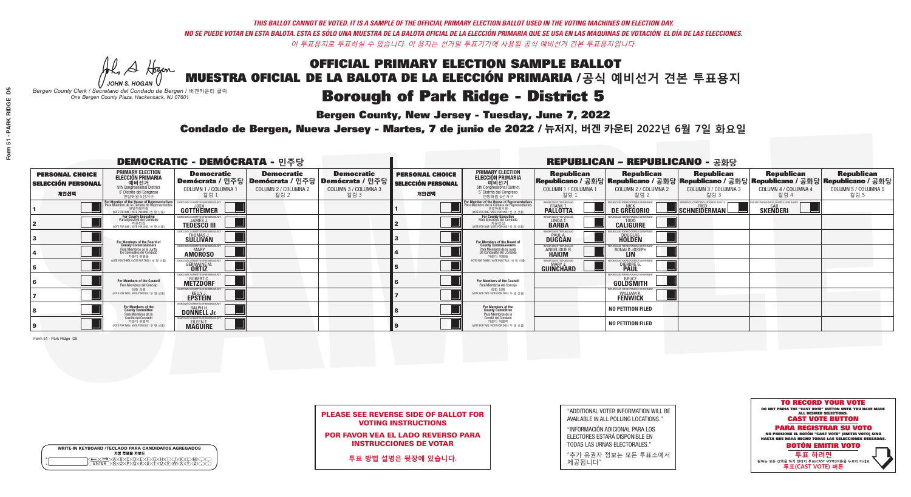*THIS BALLOT CANNOT BE VOTED. IT IS A SAMPLE OF THE OFFICIAL PRIMARY ELECTION BALLOT USED IN THE VOTING MACHINES ON ELECTION DAY.*
*NO SE PUEDE VOTAR EN ESTA BALOTA. ESTA ES SÓLO UNA MUESTRA DE LA BALOTA OFICIAL DE LA ELECCIÓN PRIMARIA QUE SE USA EN LAS MÁQUINAS DE VOTACIÓN EL DÍA DE LAS ELECCIONES.*
*이 투표용지로 투표하실 수 없습니다. 이 용지는 선거일 투표기기에 사용될 공식 예비선거 견본 투표용지입니다.*

JOHN S. HOGAN
*Bergen County Clerk / Secretario del Condado de Bergen / 버겐카운티 클럭*
*One Bergen County Plaza, Hackensack, NJ 07601*

# OFFICIAL PRIMARY ELECTION SAMPLE BALLOT
# MUESTRA OFICIAL DE LA BALOTA DE LA ELECCIÓN PRIMARIA /공식 예비선거 견본 투표용지

## Borough of Park Ridge - District 5

**Bergen County, New Jersey - Tuesday, June 7, 2022**

**Condado de Bergen, Nueva Jersey - Martes, 7 de junio de 2022 / 뉴저지, 버겐 카운티 2022년 6월 7일 화요일**

### DEMOCRATIC - DEMÓCRATA - 민주당

| PERSONAL CHOICE / SELECCIÓN PERSONAL / 개인선택 | PRIMARY ELECTION / ELECCIÓN PRIMARIA / 예비선거 | Democratic / Demócrata / 민주당 COLUMN 1 / COLUMNA 1 / 칼럼 1 | Democratic / Demócrata / 민주당 COLUMN 2 / COLUMNA 2 / 칼럼 2 | Democratic / Demócrata / 민주당 COLUMN 3 / COLUMNA 3 / 칼럼 3 |
|---|---|---|---|---|
| 1 | For Member of the House of Representatives / Para Miembro de la Cámara de Representantes / 연방하원의원 (5th Congressional District) (VOTE FOR ONE / VOTE POR UNO / 한 명 선출) | JOSH GOTTHEIMER | | |
| 2 | For County Executive / Para Ejecutivo del Condado / 카운티장 (VOTE FOR ONE / VOTE POR UNO / 한 명 선출) | JAMES J. TEDESCO III | | |
| 3 | For Members of the Board of County Commissioners / Para Miembros de la Junta De Concejales del Condado / 카운티 위원들 (VOTE FOR THREE / VOTE POR TRES / 세 명 선출) | THOMAS J. SULLIVAN | | |
| 4 | | MARY AMOROSO | | |
| 5 | | GERMAINE M. ORTIZ | | |
| 6 | For Members of the Council / Para Miembros del Concejo / 의회 의원 (VOTE FOR TWO / VOTE POR DOS / 두 명 선출) | ROBERT C. METZDORF | | |
| 7 | | KELLY J. EPSTEIN | | |
| 8 | For Members of the County Committee / Para Miembros de la Comité del Condado / 카운티 위원회 (VOTE FOR TWO / VOTE POR DOS / 두 명 선출) | RALPH H. DONNELL Jr. | | |
| 9 | | EILEEN T. MAGUIRE | | |

### REPUBLICAN - REPUBLICANO - 공화당

| PERSONAL CHOICE / SELECCIÓN PERSONAL / 개인선택 | PRIMARY ELECTION / ELECCIÓN PRIMARIA / 예비선거 | Republican / Republicano / 공화당 COLUMN 1 / COLUMNA 1 / 칼럼 1 | Republican / Republicano / 공화당 COLUMN 2 / COLUMNA 2 / 칼럼 2 | Republican / Republicano / 공화당 COLUMN 3 / COLUMNA 3 / 칼럼 3 | Republican / Republicano / 공화당 COLUMN 4 / COLUMNA 4 / 칼럼 4 | Republican / Republicano / 공화당 COLUMN 5 / COLUMNA 5 / 칼럼 5 |
|---|---|---|---|---|---|---|
| 1 | For Member of the House of Representatives / Para Miembro de la Cámara de Representantes / 연방하원의원 (5th Congressional District) (VOTE FOR ONE / VOTE POR UNO / 한 명 선출) | FRANK T. PALLOTTA | NICK DE GREGORIO | FRED SCHNEIDERMAN | SAB SKENDERI | |
| 2 | For County Executive / Para Ejecutivo del Condado / 카운티장 (VOTE FOR ONE / VOTE POR UNO / 한 명 선출) | LINDA T. BARBA | TODD CALIGUIRE | | | |
| 3 | For Members of the Board of County Commissioners / Para Miembros de la Junta De Concejales del Condado / 카운티 위원들 (VOTE FOR THREE / VOTE POR TRES / 세 명 선출) | PAUL A. DUGGAN | DOUGLAS HOLDEN | | | |
| 4 | | ANGELIQUE R. HAKIM | RONALD JOSEPH LIN | | | |
| 5 | | MARY J. GUINCHARD | DIERDRE G. PAUL | | | |
| 6 | For Members of the Council / Para Miembros del Concejo / 의회 의원 (VOTE FOR TWO / VOTE POR DOS / 두 명 선출) | | BRUCE GOLDSMITH | | | |
| 7 | | | WILLIAM R. FENWICK | | | |
| 8 | For Members of the County Committee / Para Miembros de la Comité del Condado / 카운티 위원회 (VOTE FOR TWO / VOTE POR DOS / 두 명 선출) | | NO PETITION FILED | | | |
| 9 | | | NO PETITION FILED | | | |

Form 51 - Park Ridge D5

**PLEASE SEE REVERSE SIDE OF BALLOT FOR VOTING INSTRUCTIONS**

**POR FAVOR VEA EL LADO REVERSO PARA INSTRUCCIONES DE VOTAR**

**투표 방법 설명은 뒷장에 있습니다.**

"ADDITIONAL VOTER INFORMATION WILL BE AVAILABLE IN ALL POLLING LOCATIONS."

"INFORMACIÓN ADICIONAL PARA LOS ELECTORES ESTARÁ DISPONIBLE EN TODAS LAS URNAS ELECTORALES."

"추가 유권자 정보는 모든 투표소에서 제공됩니다"

WRITE-IN KEYBOARD /TECLADO PARA CANDIDATOS AGREGADOS
기명 투표용 키보드

**TO RECORD YOUR VOTE**
DO NOT PRESS THE "CAST VOTE" BUTTON UNTIL YOU HAVE MADE ALL DESIRED SELECTIONS.
**CAST VOTE BUTTON**
**PARA REGISTRAR SU VOTO**
NO PRESIONE EL BOTÓN "CAST VOTE" (EMITIR VOTO) SINO HASTA QUE HAYA HECHO TODAS LAS SELECCIONES DESEADAS.
**BOTÓN EMITIR VOTO**
**투표 하려면**
원하는 모든 선택을 하기 전까지 투표(CAST VOTE)버튼을 누르지 마세요
**투표(CAST VOTE) 버튼**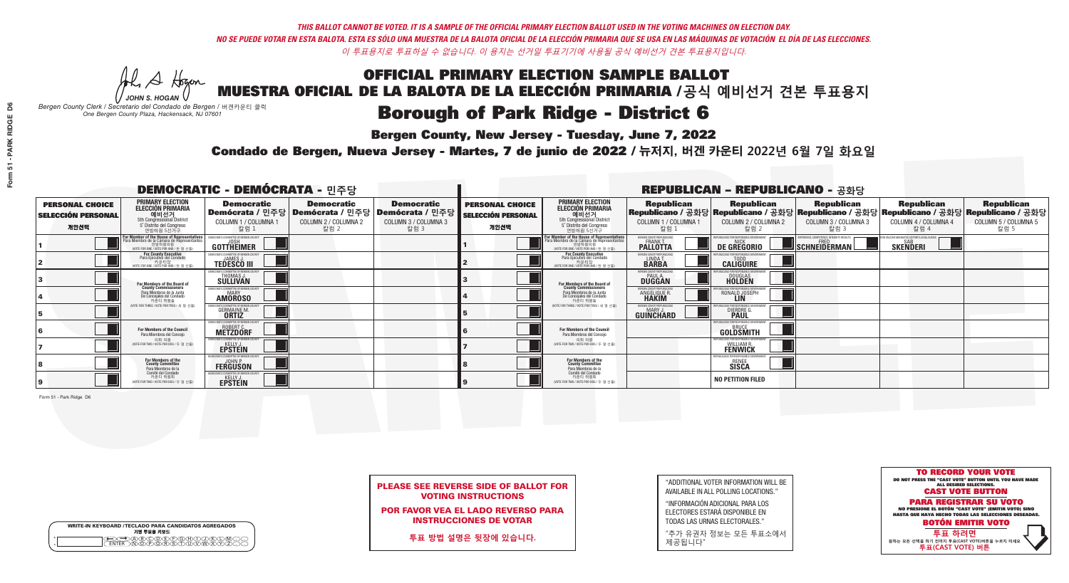THIS BALLOT CANNOT BE VOTED. IT IS A SAMPLE OF THE OFFICIAL PRIMARY ELECTION BALLOT USED IN THE VOTING MACHINES ON ELECTION DAY.
NO SE PUEDE VOTAR EN ESTA BALOTA. ESTA ES SÓLO UNA MUESTRA DE LA BALOTA OFICIAL DE LA ELECCIÓN PRIMARIA QUE SE USA EN LAS MÁQUINAS DE VOTACIÓN EL DÍA DE LAS ELECCIONES.
이 투표용지로 투표하실 수 없습니다. 이 용지는 선거일 투표기기에 사용될 공식 예비선거 견본 투표용지입니다.

JOHN S. HOGAN
Bergen County Clerk / Secretario del Condado de Bergen / 버겐카운티 클럭
One Bergen County Plaza, Hackensack, NJ 07601

# OFFICIAL PRIMARY ELECTION SAMPLE BALLOT
# MUESTRA OFICIAL DE LA BALOTA DE LA ELECCIÓN PRIMARIA /공식 예비선거 견본 투표용지

## Borough of Park Ridge - District 6

**Bergen County, New Jersey - Tuesday, June 7, 2022**

**Condado de Bergen, Nueva Jersey - Martes, 7 de junio de 2022 / 뉴저지, 버겐 카운티 2022년 6월 7일 화요일**

### DEMOCRATIC - DEMÓCRATA - 민주당

| PERSONAL CHOICE / SELECCIÓN PERSONAL / 개인선택 | PRIMARY ELECTION / ELECCIÓN PRIMARIA / 예비선거 | Democratic / Demócrata / 민주당 COLUMN 1 / COLUMNA 1 / 칼럼 1 | Democratic / Demócrata / 민주당 COLUMN 2 / COLUMNA 2 / 칼럼 2 | Democratic / Demócrata / 민주당 COLUMN 3 / COLUMNA 3 / 칼럼 3 |
|---|---|---|---|---|
| 1 | For Member of the House of Representatives / Para Miembro de la Cámara de Representantes / 연방하원의원 (5th Congressional District / 5° Distrito del Congreso / 연방하원 5선거구) (VOTE FOR ONE / VOTE POR UNO / 한 명 선출) | JOSH GOTTHEIMER | | |
| 2 | For County Executive / Para Ejecutivo del Condado / 카운티장 (VOTE FOR ONE / VOTE POR UNO / 한 명 선출) | JAMES J. TEDESCO III | | |
| 3 | For Members of the Board of County Commissioners / Para Miembros de la Junta De Concejales del Condado / 카운티 위원들 (VOTE FOR THREE / VOTE POR TRES / 세 명 선출) | THOMAS J. SULLIVAN | | |
| 4 | | MARY AMOROSO | | |
| 5 | | GERMAINE M. ORTIZ | | |
| 6 | For Members of the Council / Para Miembros del Concejo / 의회 의원 (VOTE FOR TWO / VOTE POR DOS / 두 명 선출) | ROBERT C. METZDORF | | |
| 7 | | KELLY J. EPSTEIN | | |
| 8 | For Members of the County Committee / Para Miembros de la Comité del Condado / 카운티 위원회 (VOTE FOR TWO / VOTE POR DOS / 두 명 선출) | JOHN P. FERGUSON | | |
| 9 | | KELLY J. EPSTEIN | | |

### REPUBLICAN - REPUBLICANO - 공화당

| PERSONAL CHOICE / SELECCIÓN PERSONAL / 개인선택 | PRIMARY ELECTION / ELECCIÓN PRIMARIA / 예비선거 | Republican / Republicano / 공화당 COLUMN 1 / COLUMNA 1 / 칼럼 1 | Republican / Republicano / 공화당 COLUMN 2 / COLUMNA 2 / 칼럼 2 | Republican / Republicano / 공화당 COLUMN 3 / COLUMNA 3 / 칼럼 3 | Republican / Republicano / 공화당 COLUMN 4 / COLUMNA 4 / 칼럼 4 | Republican / Republicano / 공화당 COLUMN 5 / COLUMNA 5 / 칼럼 5 |
|---|---|---|---|---|---|---|
| 1 | For Member of the House of Representatives / Para Miembro de la Cámara de Representantes / 연방하원의원 (5th Congressional District / 5° Distrito del Congreso / 연방하원 5선거구) (VOTE FOR ONE / VOTE POR UNO / 한 명 선출) | FRANK T. PALLOTTA | NICK DE GREGORIO | FRED SCHNEIDERMAN | SAB SKENDERI | |
| 2 | For County Executive / Para Ejecutivo del Condado / 카운티장 (VOTE FOR ONE / VOTE POR UNO / 한 명 선출) | LINDA T. BARBA | TODD CALIGUIRE | | | |
| 3 | For Members of the Board of County Commissioners / Para Miembros de la Junta De Concejales del Condado / 카운티 위원들 (VOTE FOR THREE / VOTE POR TRES / 세 명 선출) | PAUL A. DUGGAN | DOUGLAS HOLDEN | | | |
| 4 | | ANGELIQUE R. HAKIM | RONALD JOSEPH LIN | | | |
| 5 | | MARY J. GUINCHARD | DIERDRE G. PAUL | | | |
| 6 | For Members of the Council / Para Miembros del Concejo / 의회 의원 (VOTE FOR TWO / VOTE POR DOS / 두 명 선출) | | BRUCE GOLDSMITH | | | |
| 7 | | | WILLIAM R. FENWICK | | | |
| 8 | For Members of the County Committee / Para Miembros de la Comité del Condado / 카운티 위원회 (VOTE FOR TWO / VOTE POR DOS / 두 명 선출) | | RENEE SISCA | | | |
| 9 | | | NO PETITION FILED | | | |

Form 51 - Park Ridge D6

WRITE-IN KEYBOARD /TECLADO PARA CANDIDATOS AGREGADOS
기명 투표용 키보드

**PLEASE SEE REVERSE SIDE OF BALLOT FOR VOTING INSTRUCTIONS**

**POR FAVOR VEA EL LADO REVERSO PARA INSTRUCCIONES DE VOTAR**

**투표 방법 설명은 뒷장에 있습니다.**

"ADDITIONAL VOTER INFORMATION WILL BE AVAILABLE IN ALL POLLING LOCATIONS."

"INFORMACIÓN ADICIONAL PARA LOS ELECTORES ESTARÁ DISPONIBLE EN TODAS LAS URNAS ELECTORALES."

"추가 유권자 정보는 모든 투표소에서 제공됩니다"

**TO RECORD YOUR VOTE**
DO NOT PRESS THE "CAST VOTE" BUTTON UNTIL YOU HAVE MADE ALL DESIRED SELECTIONS.
**CAST VOTE BUTTON**

**PARA REGISTRAR SU VOTO**
NO PRESIONE EL BOTÓN "CAST VOTE" (EMITIR VOTO) SINO HASTA QUE HAYA HECHO TODAS LAS SELECCIONES DESEADAS.
**BOTÓN EMITIR VOTO**

**투표 하려면**
원하는 모든 선택을 하기 전까지 투표(CAST VOTE)버튼을 누르지 마세요
**투표(CAST VOTE) 버튼**